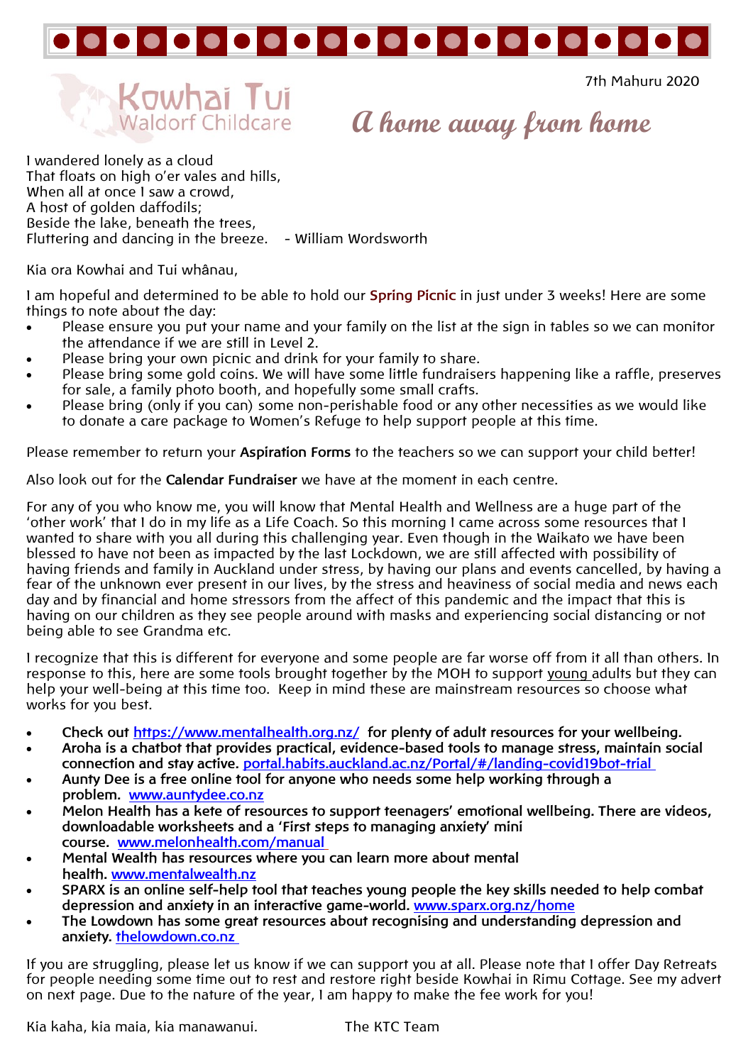Kowhai Tui Waldorf Childcare

7th Mahuru 2020

# *A home away from home*

I wandered lonely as a cloud
That floats on high o'er vales and hills,
When all at once I saw a crowd,
A host of golden daffodils;
Beside the lake, beneath the trees,
Fluttering and dancing in the breeze. - William Wordsworth

Kia ora Kowhai and Tui whânau,

I am hopeful and determined to be able to hold our **Spring Picnic** in just under 3 weeks! Here are some things to note about the day:

- Please ensure you put your name and your family on the list at the sign in tables so we can monitor the attendance if we are still in Level 2.
- Please bring your own picnic and drink for your family to share.
- Please bring some gold coins. We will have some little fundraisers happening like a raffle, preserves for sale, a family photo booth, and hopefully some small crafts.
- Please bring (only if you can) some non-perishable food or any other necessities as we would like to donate a care package to Women's Refuge to help support people at this time.

Please remember to return your **Aspiration Forms** to the teachers so we can support your child better!

Also look out for the **Calendar Fundraiser** we have at the moment in each centre.

For any of you who know me, you will know that Mental Health and Wellness are a huge part of the 'other work' that I do in my life as a Life Coach. So this morning I came across some resources that I wanted to share with you all during this challenging year. Even though in the Waikato we have been blessed to have not been as impacted by the last Lockdown, we are still affected with possibility of having friends and family in Auckland under stress, by having our plans and events cancelled, by having a fear of the unknown ever present in our lives, by the stress and heaviness of social media and news each day and by financial and home stressors from the affect of this pandemic and the impact that this is having on our children as they see people around with masks and experiencing social distancing or not being able to see Grandma etc.

I recognize that this is different for everyone and some people are far worse off from it all than others. In response to this, here are some tools brought together by the MOH to support young adults but they can help your well-being at this time too. Keep in mind these are mainstream resources so choose what works for you best.

- **Check out https://www.mentalhealth.org.nz/ for plenty of adult resources for your wellbeing.**
- **Aroha is a chatbot that provides practical, evidence-based tools to manage stress, maintain social connection and stay active.** portal.habits.auckland.ac.nz/Portal/#/landing-covid19bot-trial
- **Aunty Dee is a free online tool for anyone who needs some help working through a problem.** www.auntydee.co.nz
- **Melon Health has a kete of resources to support teenagers' emotional wellbeing. There are videos, downloadable worksheets and a 'First steps to managing anxiety' mini course.** www.melonhealth.com/manual
- **Mental Wealth has resources where you can learn more about mental health.** www.mentalwealth.nz
- **SPARX is an online self-help tool that teaches young people the key skills needed to help combat depression and anxiety in an interactive game-world.** www.sparx.org.nz/home
- **The Lowdown has some great resources about recognising and understanding depression and anxiety.** thelowdown.co.nz

If you are struggling, please let us know if we can support you at all. Please note that I offer Day Retreats for people needing some time out to rest and restore right beside Kowhai in Rimu Cottage. See my advert on next page. Due to the nature of the year, I am happy to make the fee work for you!

Kia kaha, kia maia, kia manawanui. The KTC Team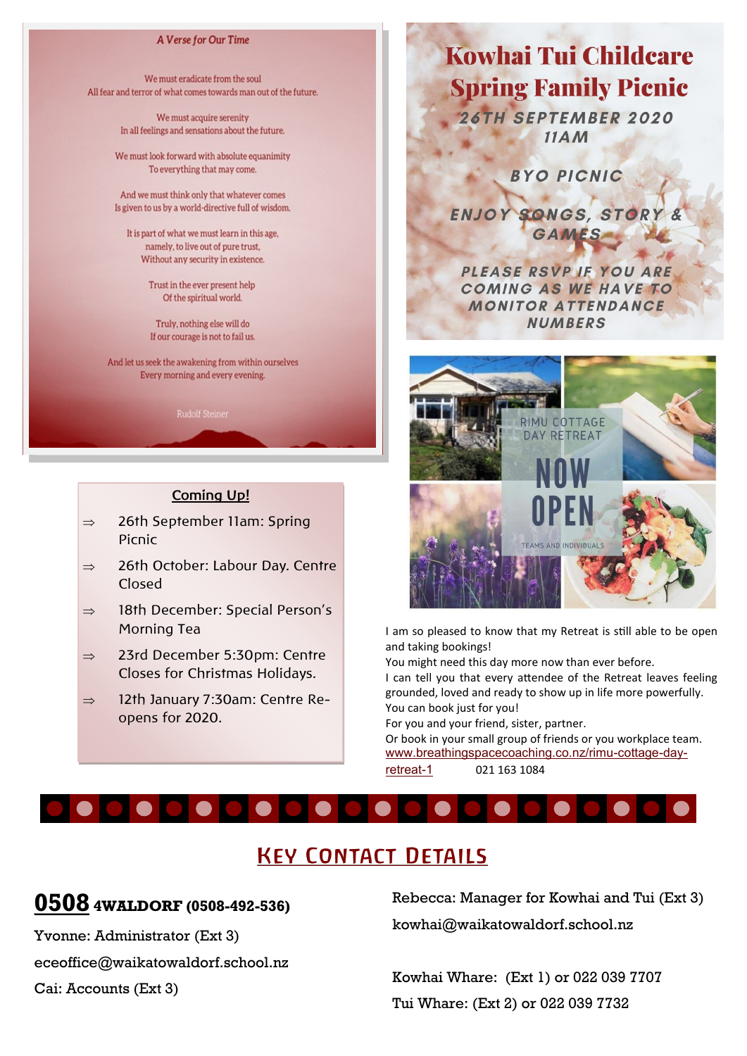### A Verse for Our Time

We must eradicate from the soul
All fear and terror of what comes towards man out of the future.

We must acquire serenity
In all feelings and sensations about the future.

We must look forward with absolute equanimity
To everything that may come.

And we must think only that whatever comes
Is given to us by a world-directive full of wisdom.

It is part of what we must learn in this age,
namely, to live out of pure trust,
Without any security in existence.

Trust in the ever present help
Of the spiritual world.

Truly, nothing else will do
If our courage is not to fail us.

And let us seek the awakening from within ourselves
Every morning and every evening.

Rudolf Steiner

## Kowhai Tui Childcare Spring Family Picnic

26TH SEPTEMBER 2020
11AM

BYO PICNIC

ENJOY SONGS, STORY & GAMES

PLEASE RSVP IF YOU ARE COMING AS WE HAVE TO MONITOR ATTENDANCE NUMBERS

### Coming Up!

- 26th September 11am: Spring Picnic
- 26th October: Labour Day. Centre Closed
- 18th December: Special Person's Morning Tea
- 23rd December 5:30pm: Centre Closes for Christmas Holidays.
- 12th January 7:30am: Centre Re-opens for 2020.

RIMU COTTAGE DAY RETREAT

NOW OPEN

TEAMS AND INDIVIDUALS

I am so pleased to know that my Retreat is still able to be open and taking bookings!
You might need this day more now than ever before.
I can tell you that every attendee of the Retreat leaves feeling grounded, loved and ready to show up in life more powerfully.
You can book just for you!
For you and your friend, sister, partner.
Or book in your small group of friends or you workplace team.
www.breathingspacecoaching.co.nz/rimu-cottage-day-retreat-1 021 163 1084

## Key Contact Details

**0508 4WALDORF (0508-492-536)**

Yvonne: Administrator (Ext 3)
eceoffice@waikatowaldorf.school.nz
Cai: Accounts (Ext 3)

Rebecca: Manager for Kowhai and Tui (Ext 3)
kowhai@waikatowaldorf.school.nz

Kowhai Whare: (Ext 1) or 022 039 7707
Tui Whare: (Ext 2) or 022 039 7732